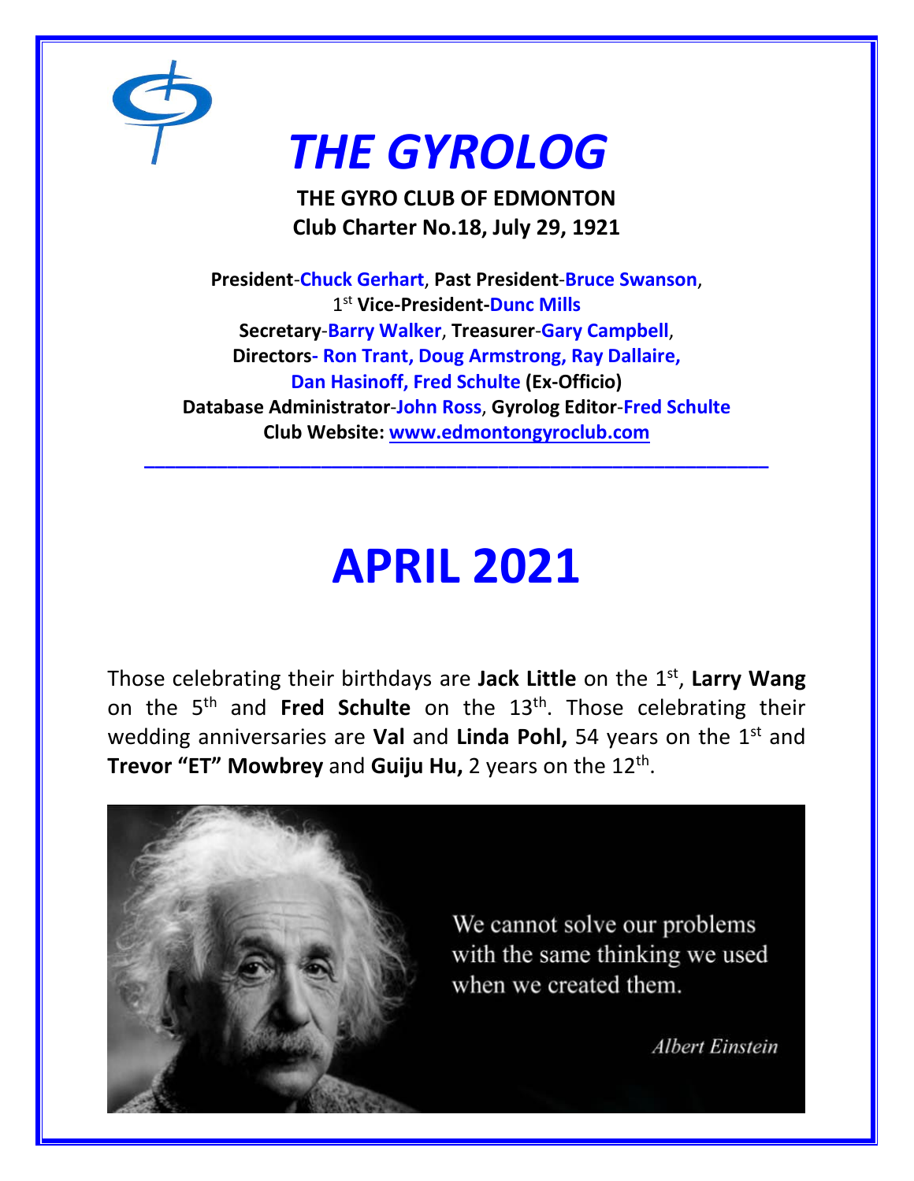# *THE GYROLOG*

**THE GYRO CLUB OF EDMONTON**
**Club Charter No.18, July 29, 1921**

**President**-**Chuck Gerhart**, **Past President**-**Bruce Swanson**,
1st **Vice-President**-**Dunc Mills**
**Secretary**-**Barry Walker**, **Treasurer**-**Gary Campbell**,
**Directors- Ron Trant, Doug Armstrong, Ray Dallaire,**
**Dan Hasinoff, Fred Schulte (Ex-Officio)**
**Database Administrator**-**John Ross**, **Gyrolog Editor**-**Fred Schulte**
**Club Website: www.edmontongyroclub.com**

---

# APRIL 2021

Those celebrating their birthdays are **Jack Little** on the 1st, **Larry Wang** on the 5th and **Fred Schulte** on the 13th. Those celebrating their wedding anniversaries are **Val** and **Linda Pohl,** 54 years on the 1st and **Trevor "ET" Mowbrey** and **Guiju Hu,** 2 years on the 12th.

We cannot solve our problems with the same thinking we used when we created them.

*Albert Einstein*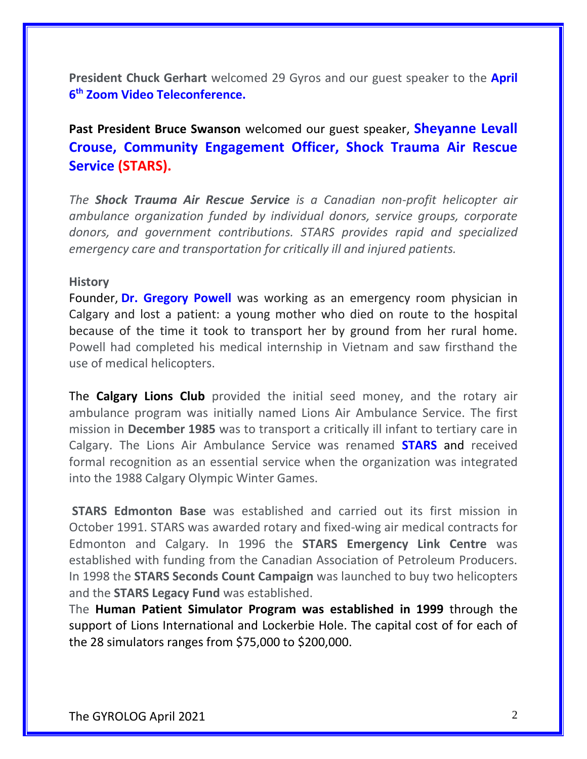**President Chuck Gerhart** welcomed 29 Gyros and our guest speaker to the **April 6th Zoom Video Teleconference.**

**Past President Bruce Swanson** welcomed our guest speaker, **Sheyanne Levall Crouse, Community Engagement Officer, Shock Trauma Air Rescue Service (STARS).**

*The **Shock Trauma Air Rescue Service** is a Canadian non-profit helicopter air ambulance organization funded by individual donors, service groups, corporate donors, and government contributions. STARS provides rapid and specialized emergency care and transportation for critically ill and injured patients.*

**History**

Founder, **Dr. Gregory Powell** was working as an emergency room physician in Calgary and lost a patient: a young mother who died on route to the hospital because of the time it took to transport her by ground from her rural home. Powell had completed his medical internship in Vietnam and saw firsthand the use of medical helicopters.

The **Calgary Lions Club** provided the initial seed money, and the rotary air ambulance program was initially named Lions Air Ambulance Service. The first mission in **December 1985** was to transport a critically ill infant to tertiary care in Calgary. The Lions Air Ambulance Service was renamed **STARS** and received formal recognition as an essential service when the organization was integrated into the 1988 Calgary Olympic Winter Games.

**STARS Edmonton Base** was established and carried out its first mission in October 1991. STARS was awarded rotary and fixed-wing air medical contracts for Edmonton and Calgary. In 1996 the **STARS Emergency Link Centre** was established with funding from the Canadian Association of Petroleum Producers. In 1998 the **STARS Seconds Count Campaign** was launched to buy two helicopters and the **STARS Legacy Fund** was established.

The **Human Patient Simulator Program was established in 1999** through the support of Lions International and Lockerbie Hole. The capital cost of for each of the 28 simulators ranges from $75,000 to $200,000.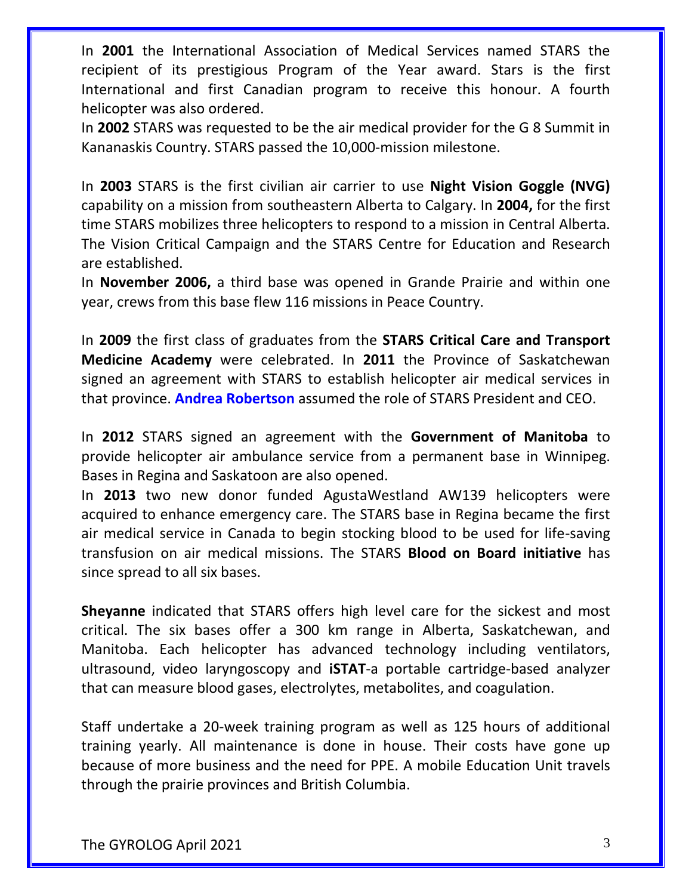In **2001** the International Association of Medical Services named STARS the recipient of its prestigious Program of the Year award. Stars is the first International and first Canadian program to receive this honour. A fourth helicopter was also ordered.

In **2002** STARS was requested to be the air medical provider for the G 8 Summit in Kananaskis Country. STARS passed the 10,000-mission milestone.

In **2003** STARS is the first civilian air carrier to use **Night Vision Goggle (NVG)** capability on a mission from southeastern Alberta to Calgary. In **2004,** for the first time STARS mobilizes three helicopters to respond to a mission in Central Alberta. The Vision Critical Campaign and the STARS Centre for Education and Research are established.

In **November 2006,** a third base was opened in Grande Prairie and within one year, crews from this base flew 116 missions in Peace Country.

In **2009** the first class of graduates from the **STARS Critical Care and Transport Medicine Academy** were celebrated. In **2011** the Province of Saskatchewan signed an agreement with STARS to establish helicopter air medical services in that province. **Andrea Robertson** assumed the role of STARS President and CEO.

In **2012** STARS signed an agreement with the **Government of Manitoba** to provide helicopter air ambulance service from a permanent base in Winnipeg. Bases in Regina and Saskatoon are also opened.

In **2013** two new donor funded AgustaWestland AW139 helicopters were acquired to enhance emergency care. The STARS base in Regina became the first air medical service in Canada to begin stocking blood to be used for life-saving transfusion on air medical missions. The STARS **Blood on Board initiative** has since spread to all six bases.

**Sheyanne** indicated that STARS offers high level care for the sickest and most critical. The six bases offer a 300 km range in Alberta, Saskatchewan, and Manitoba. Each helicopter has advanced technology including ventilators, ultrasound, video laryngoscopy and **iSTAT**-a portable cartridge-based analyzer that can measure blood gases, electrolytes, metabolites, and coagulation.

Staff undertake a 20-week training program as well as 125 hours of additional training yearly. All maintenance is done in house. Their costs have gone up because of more business and the need for PPE. A mobile Education Unit travels through the prairie provinces and British Columbia.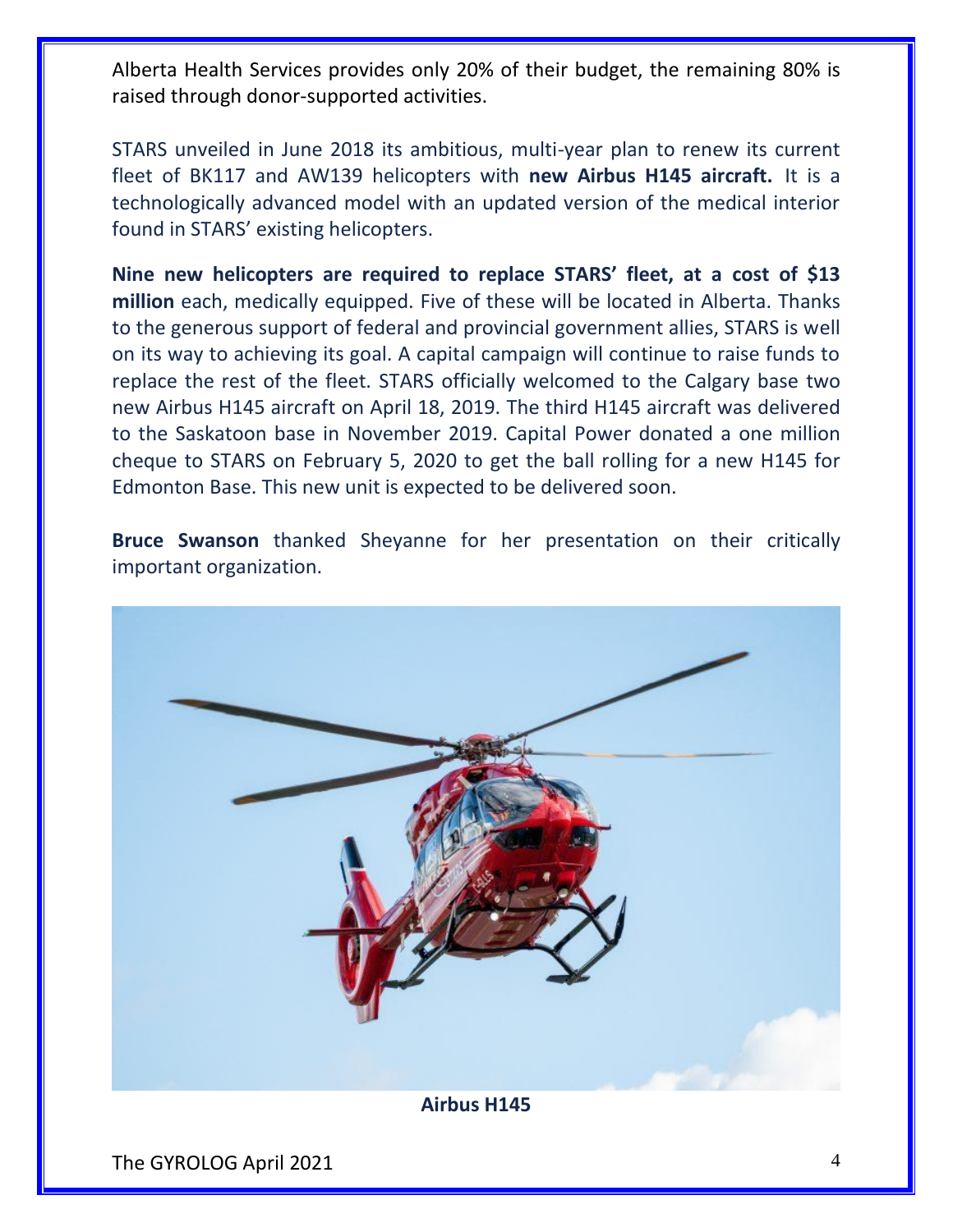Alberta Health Services provides only 20% of their budget, the remaining 80% is raised through donor-supported activities.

STARS unveiled in June 2018 its ambitious, multi-year plan to renew its current fleet of BK117 and AW139 helicopters with **new Airbus H145 aircraft.** It is a technologically advanced model with an updated version of the medical interior found in STARS' existing helicopters.

**Nine new helicopters are required to replace STARS' fleet, at a cost of $13 million** each, medically equipped. Five of these will be located in Alberta. Thanks to the generous support of federal and provincial government allies, STARS is well on its way to achieving its goal. A capital campaign will continue to raise funds to replace the rest of the fleet. STARS officially welcomed to the Calgary base two new Airbus H145 aircraft on April 18, 2019. The third H145 aircraft was delivered to the Saskatoon base in November 2019. Capital Power donated a one million cheque to STARS on February 5, 2020 to get the ball rolling for a new H145 for Edmonton Base. This new unit is expected to be delivered soon.

**Bruce Swanson** thanked Sheyanne for her presentation on their critically important organization.

**Airbus H145**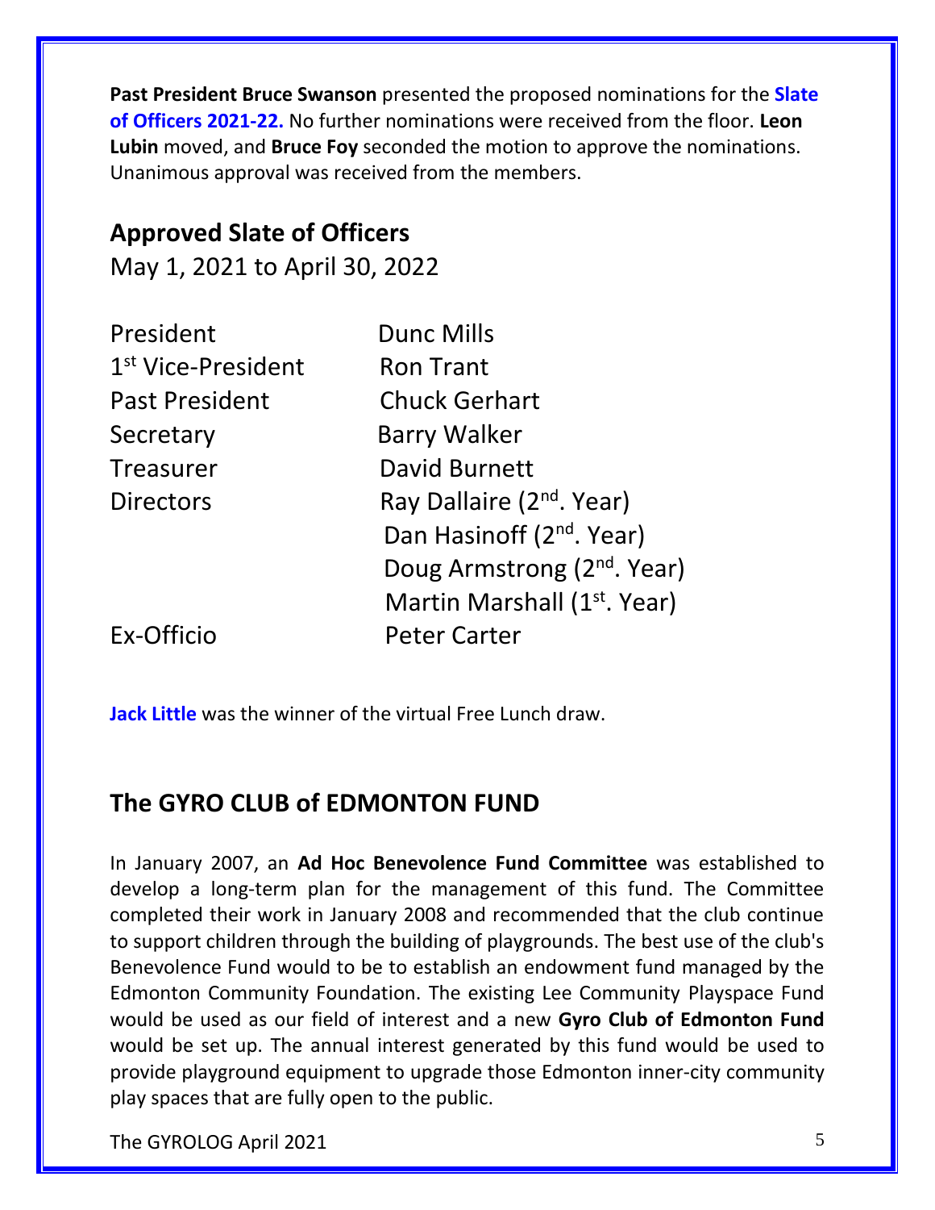**Past President Bruce Swanson** presented the proposed nominations for the **Slate of Officers 2021-22.** No further nominations were received from the floor. **Leon Lubin** moved, and **Bruce Foy** seconded the motion to approve the nominations. Unanimous approval was received from the members.

## Approved Slate of Officers

May 1, 2021 to April 30, 2022

| | |
|---|---|
| President | Dunc Mills |
| 1st Vice-President | Ron Trant |
| Past President | Chuck Gerhart |
| Secretary | Barry Walker |
| Treasurer | David Burnett |
| Directors | Ray Dallaire (2nd. Year) |
| | Dan Hasinoff (2nd. Year) |
| | Doug Armstrong (2nd. Year) |
| | Martin Marshall (1st. Year) |
| Ex-Officio | Peter Carter |

**Jack Little** was the winner of the virtual Free Lunch draw.

## The GYRO CLUB of EDMONTON FUND

In January 2007, an **Ad Hoc Benevolence Fund Committee** was established to develop a long-term plan for the management of this fund. The Committee completed their work in January 2008 and recommended that the club continue to support children through the building of playgrounds. The best use of the club's Benevolence Fund would to be to establish an endowment fund managed by the Edmonton Community Foundation. The existing Lee Community Playspace Fund would be used as our field of interest and a new **Gyro Club of Edmonton Fund** would be set up. The annual interest generated by this fund would be used to provide playground equipment to upgrade those Edmonton inner-city community play spaces that are fully open to the public.

The GYROLOG April 2021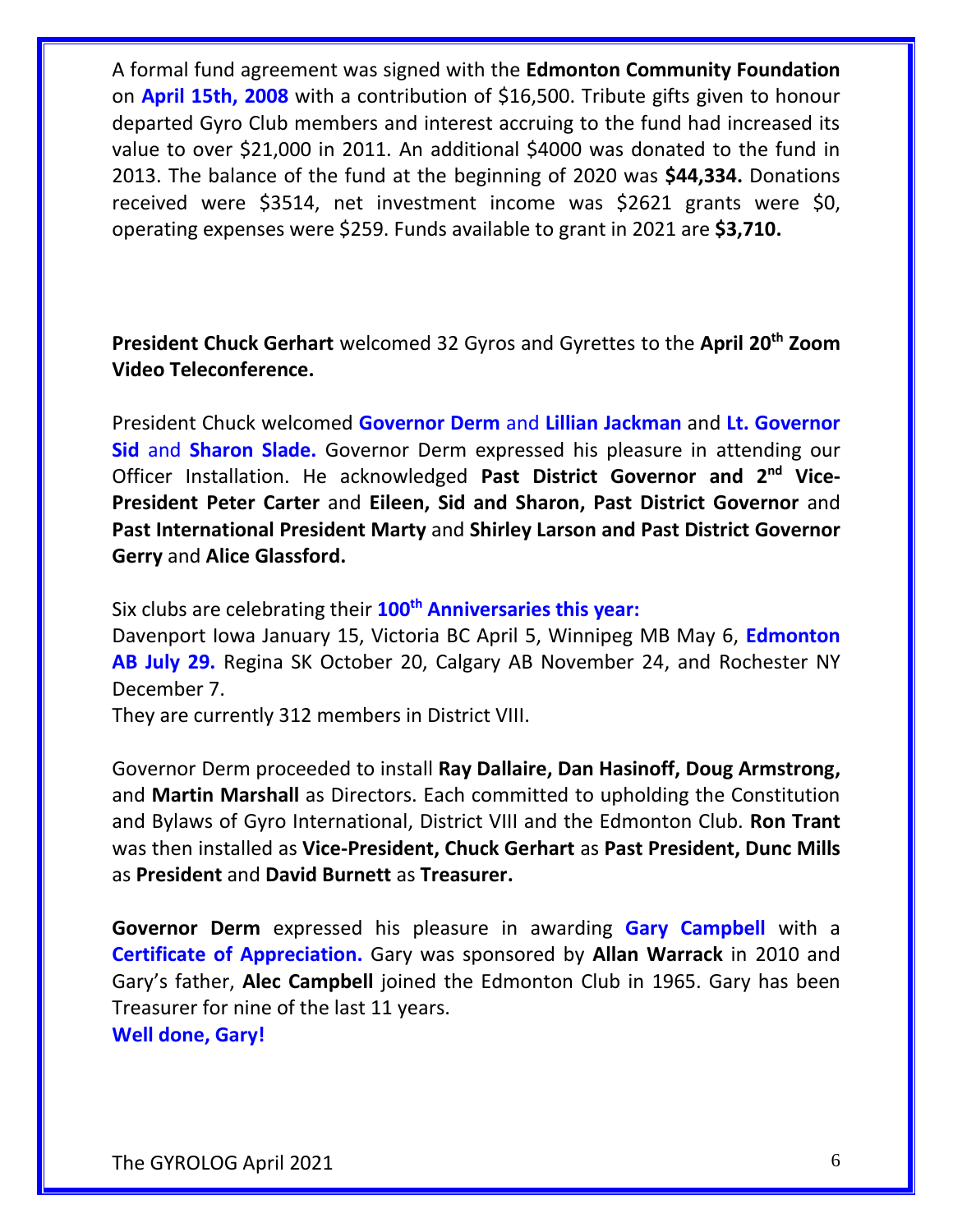A formal fund agreement was signed with the **Edmonton Community Foundation** on **April 15th, 2008** with a contribution of $16,500. Tribute gifts given to honour departed Gyro Club members and interest accruing to the fund had increased its value to over $21,000 in 2011. An additional $4000 was donated to the fund in 2013. The balance of the fund at the beginning of 2020 was **$44,334.** Donations received were $3514, net investment income was $2621 grants were $0, operating expenses were $259. Funds available to grant in 2021 are **$3,710.**

**President Chuck Gerhart** welcomed 32 Gyros and Gyrettes to the **April 20th Zoom Video Teleconference.**

President Chuck welcomed **Governor Derm** and **Lillian Jackman** and **Lt. Governor Sid** and **Sharon Slade.** Governor Derm expressed his pleasure in attending our Officer Installation. He acknowledged **Past District Governor and 2nd Vice-President Peter Carter** and **Eileen, Sid and Sharon, Past District Governor** and **Past International President Marty** and **Shirley Larson and Past District Governor Gerry** and **Alice Glassford.**

Six clubs are celebrating their **100th Anniversaries this year:**
Davenport Iowa January 15, Victoria BC April 5, Winnipeg MB May 6, **Edmonton AB July 29.** Regina SK October 20, Calgary AB November 24, and Rochester NY December 7.
They are currently 312 members in District VIII.

Governor Derm proceeded to install **Ray Dallaire, Dan Hasinoff, Doug Armstrong,** and **Martin Marshall** as Directors. Each committed to upholding the Constitution and Bylaws of Gyro International, District VIII and the Edmonton Club. **Ron Trant** was then installed as **Vice-President, Chuck Gerhart** as **Past President, Dunc Mills** as **President** and **David Burnett** as **Treasurer.**

**Governor Derm** expressed his pleasure in awarding **Gary Campbell** with a **Certificate of Appreciation.** Gary was sponsored by **Allan Warrack** in 2010 and Gary's father, **Alec Campbell** joined the Edmonton Club in 1965. Gary has been Treasurer for nine of the last 11 years.
**Well done, Gary!**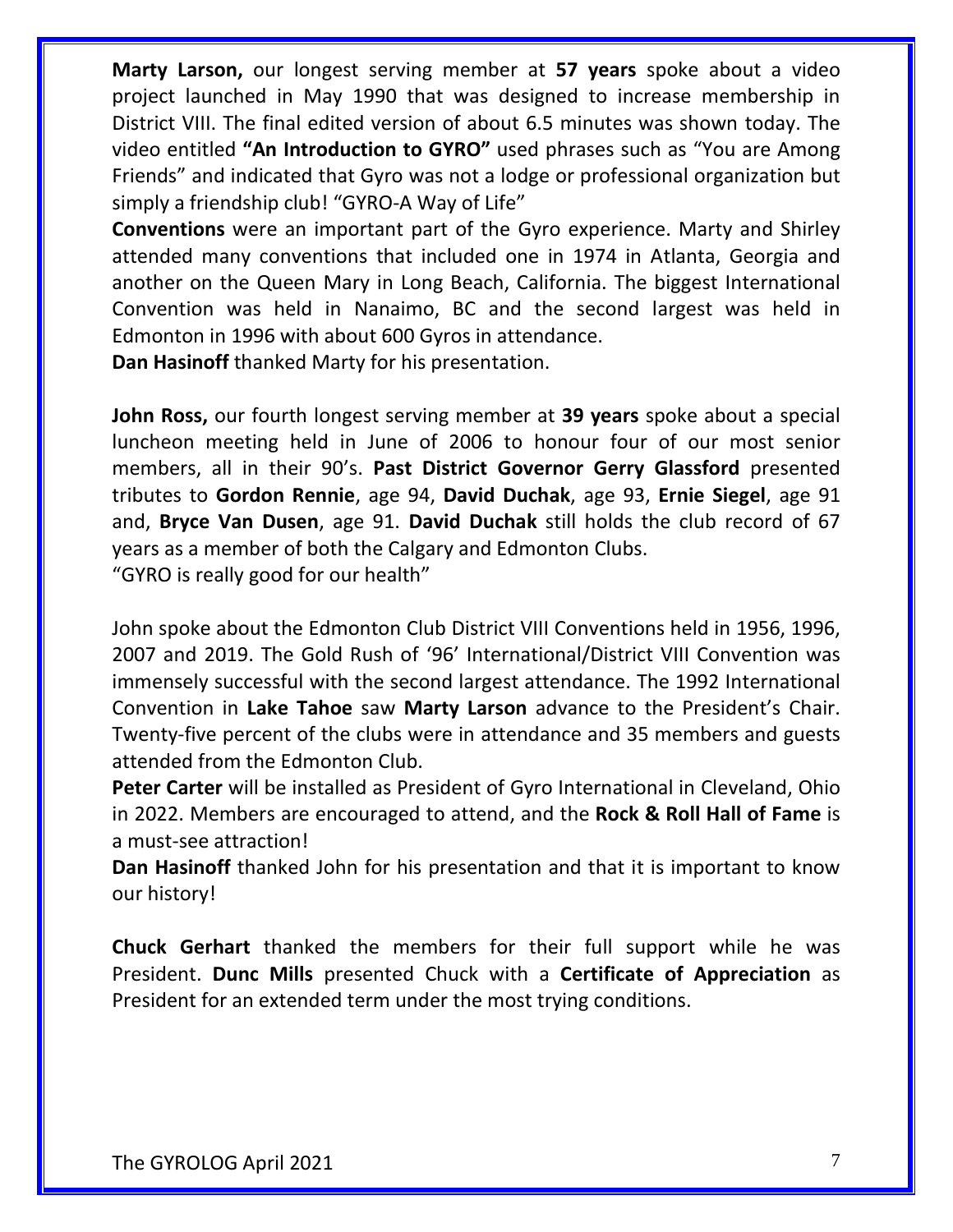**Marty Larson,** our longest serving member at **57 years** spoke about a video project launched in May 1990 that was designed to increase membership in District VIII. The final edited version of about 6.5 minutes was shown today. The video entitled **"An Introduction to GYRO"** used phrases such as "You are Among Friends" and indicated that Gyro was not a lodge or professional organization but simply a friendship club! "GYRO-A Way of Life"

**Conventions** were an important part of the Gyro experience. Marty and Shirley attended many conventions that included one in 1974 in Atlanta, Georgia and another on the Queen Mary in Long Beach, California. The biggest International Convention was held in Nanaimo, BC and the second largest was held in Edmonton in 1996 with about 600 Gyros in attendance.

**Dan Hasinoff** thanked Marty for his presentation.

**John Ross,** our fourth longest serving member at **39 years** spoke about a special luncheon meeting held in June of 2006 to honour four of our most senior members, all in their 90's. **Past District Governor Gerry Glassford** presented tributes to **Gordon Rennie**, age 94, **David Duchak**, age 93, **Ernie Siegel**, age 91 and, **Bryce Van Dusen**, age 91. **David Duchak** still holds the club record of 67 years as a member of both the Calgary and Edmonton Clubs.

"GYRO is really good for our health"

John spoke about the Edmonton Club District VIII Conventions held in 1956, 1996, 2007 and 2019. The Gold Rush of '96' International/District VIII Convention was immensely successful with the second largest attendance. The 1992 International Convention in **Lake Tahoe** saw **Marty Larson** advance to the President's Chair. Twenty-five percent of the clubs were in attendance and 35 members and guests attended from the Edmonton Club.

**Peter Carter** will be installed as President of Gyro International in Cleveland, Ohio in 2022. Members are encouraged to attend, and the **Rock & Roll Hall of Fame** is a must-see attraction!

**Dan Hasinoff** thanked John for his presentation and that it is important to know our history!

**Chuck Gerhart** thanked the members for their full support while he was President. **Dunc Mills** presented Chuck with a **Certificate of Appreciation** as President for an extended term under the most trying conditions.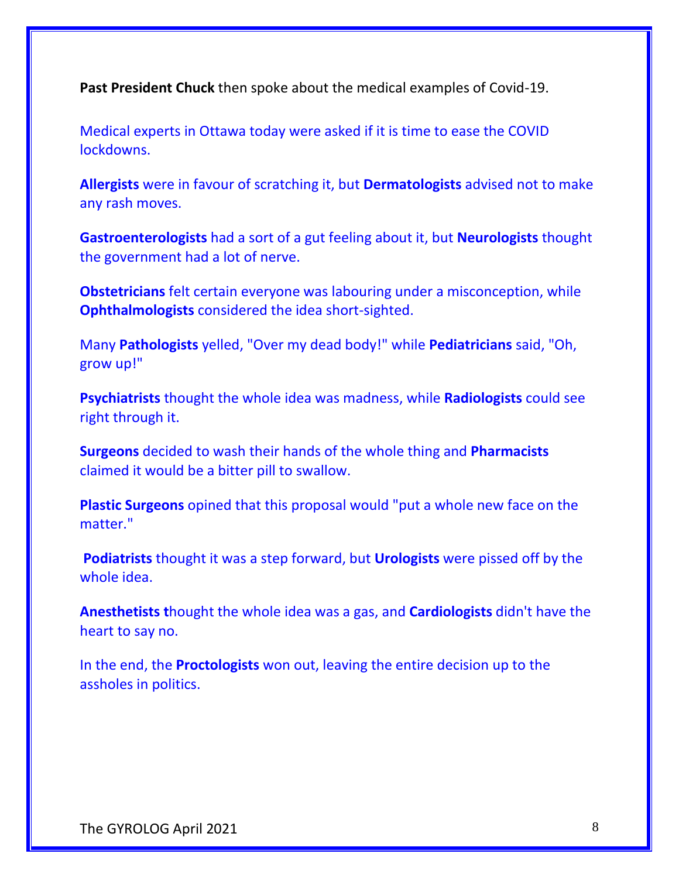**Past President Chuck** then spoke about the medical examples of Covid-19.

Medical experts in Ottawa today were asked if it is time to ease the COVID lockdowns.

**Allergists** were in favour of scratching it, but **Dermatologists** advised not to make any rash moves.

**Gastroenterologists** had a sort of a gut feeling about it, but **Neurologists** thought the government had a lot of nerve.

**Obstetricians** felt certain everyone was labouring under a misconception, while **Ophthalmologists** considered the idea short-sighted.

Many **Pathologists** yelled, "Over my dead body!" while **Pediatricians** said, "Oh, grow up!"

**Psychiatrists** thought the whole idea was madness, while **Radiologists** could see right through it.

**Surgeons** decided to wash their hands of the whole thing and **Pharmacists** claimed it would be a bitter pill to swallow.

**Plastic Surgeons** opined that this proposal would "put a whole new face on the matter."

**Podiatrists** thought it was a step forward, but **Urologists** were pissed off by the whole idea.

**Anesthetists t**hought the whole idea was a gas, and **Cardiologists** didn't have the heart to say no.

In the end, the **Proctologists** won out, leaving the entire decision up to the assholes in politics.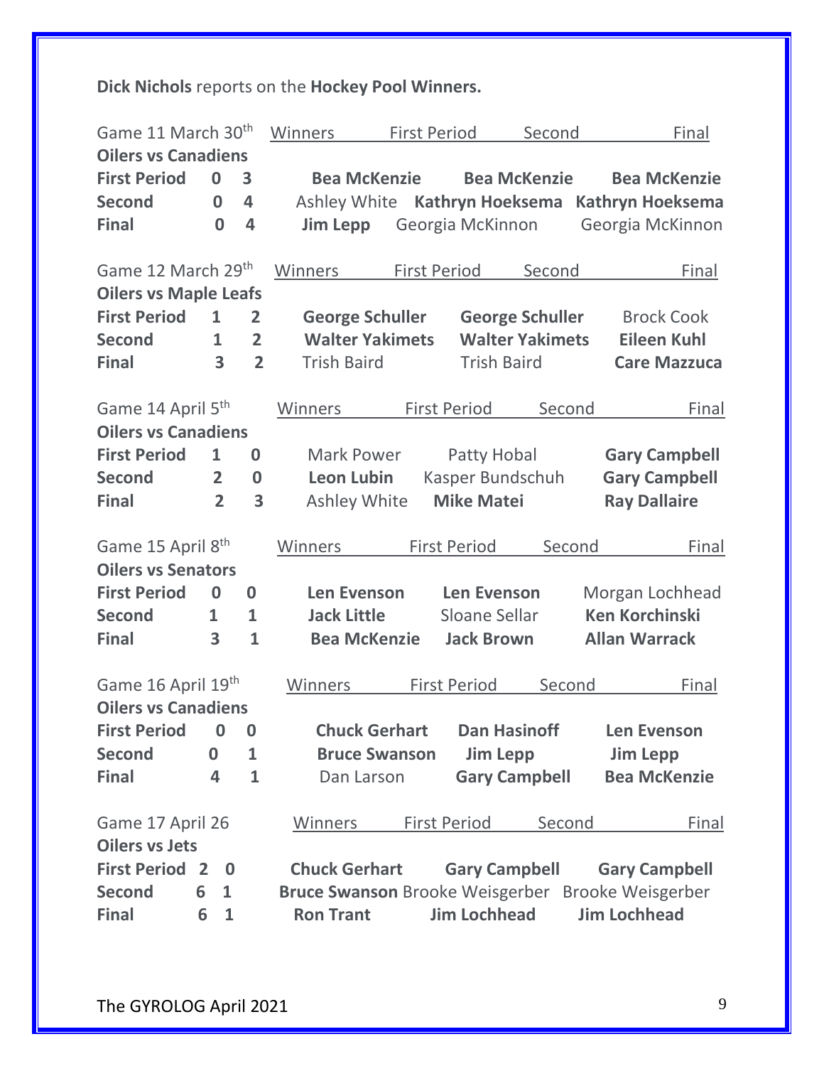**Dick Nichols** reports on the **Hockey Pool Winners.**

| Game 11 March 30th | | | Winners | First Period | Second | Final |
|---|---|---|---|---|---|---|
| **Oilers vs Canadiens** | | | | | | |
| **First Period** | **0** | **3** | | **Bea McKenzie** | **Bea McKenzie** | **Bea McKenzie** |
| **Second** | **0** | **4** | | Ashley White | **Kathryn Hoeksema** | **Kathryn Hoeksema** |
| **Final** | **0** | **4** | | **Jim Lepp** | Georgia McKinnon | Georgia McKinnon |

| Game 12 March 29th | | | Winners | First Period | Second | Final |
|---|---|---|---|---|---|---|
| **Oilers vs Maple Leafs** | | | | | | |
| **First Period** | **1** | **2** | | **George Schuller** | **George Schuller** | Brock Cook |
| **Second** | **1** | **2** | | **Walter Yakimets** | **Walter Yakimets** | **Eileen Kuhl** |
| **Final** | **3** | **2** | | Trish Baird | Trish Baird | **Care Mazzuca** |

| Game 14 April 5th | | | Winners | First Period | Second | Final |
|---|---|---|---|---|---|---|
| **Oilers vs Canadiens** | | | | | | |
| **First Period** | **1** | **0** | | Mark Power | Patty Hobal | **Gary Campbell** |
| **Second** | **2** | **0** | | **Leon Lubin** | Kasper Bundschuh | **Gary Campbell** |
| **Final** | **2** | **3** | | Ashley White | **Mike Matei** | **Ray Dallaire** |

| Game 15 April 8th | | | Winners | First Period | Second | Final |
|---|---|---|---|---|---|---|
| **Oilers vs Senators** | | | | | | |
| **First Period** | **0** | **0** | | **Len Evenson** | **Len Evenson** | Morgan Lochhead |
| **Second** | **1** | **1** | | **Jack Little** | Sloane Sellar | **Ken Korchinski** |
| **Final** | **3** | **1** | | **Bea McKenzie** | **Jack Brown** | **Allan Warrack** |

| Game 16 April 19th | | | Winners | First Period | Second | Final |
|---|---|---|---|---|---|---|
| **Oilers vs Canadiens** | | | | | | |
| **First Period** | **0** | **0** | | **Chuck Gerhart** | **Dan Hasinoff** | **Len Evenson** |
| **Second** | **0** | **1** | | **Bruce Swanson** | **Jim Lepp** | **Jim Lepp** |
| **Final** | **4** | **1** | | Dan Larson | **Gary Campbell** | **Bea McKenzie** |

| Game 17 April 26 | | | Winners | First Period | Second | Final |
|---|---|---|---|---|---|---|
| **Oilers vs Jets** | | | | | | |
| **First Period** | **2** | **0** | | **Chuck Gerhart** | **Gary Campbell** | **Gary Campbell** |
| **Second** | **6** | **1** | | **Bruce Swanson** | Brooke Weisgerber | Brooke Weisgerber |
| **Final** | **6** | **1** | | **Ron Trant** | **Jim Lochhead** | **Jim Lochhead** |

The GYROLOG April 2021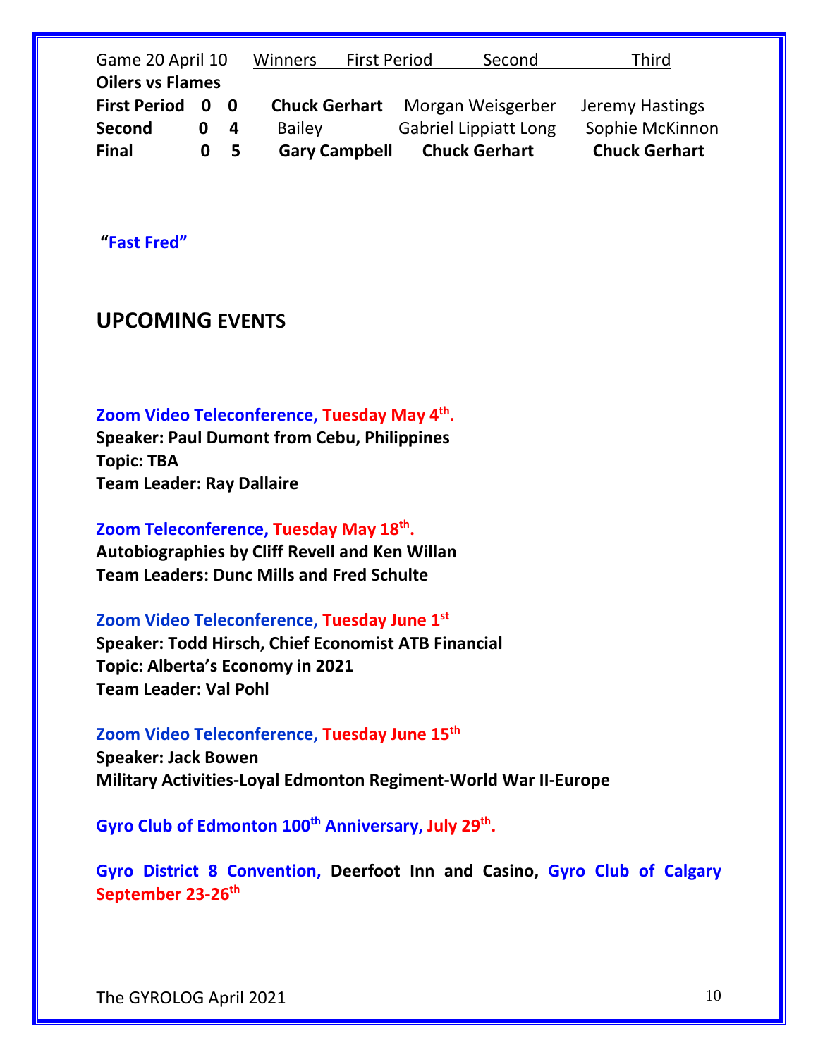| Game 20 April 10 | | | Winners | First Period | Second | Third |
|---|---|---|---|---|---|---|
| **Oilers vs Flames** | | | | | | |
| **First Period** | **0** | **0** | **Chuck Gerhart** | Morgan Weisgerber | Jeremy Hastings | |
| **Second** | **0** | **4** | Bailey | Gabriel Lippiatt Long | Sophie McKinnon | |
| **Final** | **0** | **5** | **Gary Campbell** | **Chuck Gerhart** | **Chuck Gerhart** | |

**"Fast Fred"**

## UPCOMING EVENTS

**Zoom Video Teleconference, Tuesday May 4th.**
**Speaker: Paul Dumont from Cebu, Philippines**
**Topic: TBA**
**Team Leader: Ray Dallaire**

**Zoom Teleconference, Tuesday May 18th.**
**Autobiographies by Cliff Revell and Ken Willan**
**Team Leaders: Dunc Mills and Fred Schulte**

**Zoom Video Teleconference, Tuesday June 1st**
**Speaker: Todd Hirsch, Chief Economist ATB Financial**
**Topic: Alberta's Economy in 2021**
**Team Leader: Val Pohl**

**Zoom Video Teleconference, Tuesday June 15th**
**Speaker: Jack Bowen**
**Military Activities-Loyal Edmonton Regiment-World War II-Europe**

**Gyro Club of Edmonton 100th Anniversary, July 29th.**

**Gyro District 8 Convention, Deerfoot Inn and Casino, Gyro Club of Calgary September 23-26th**